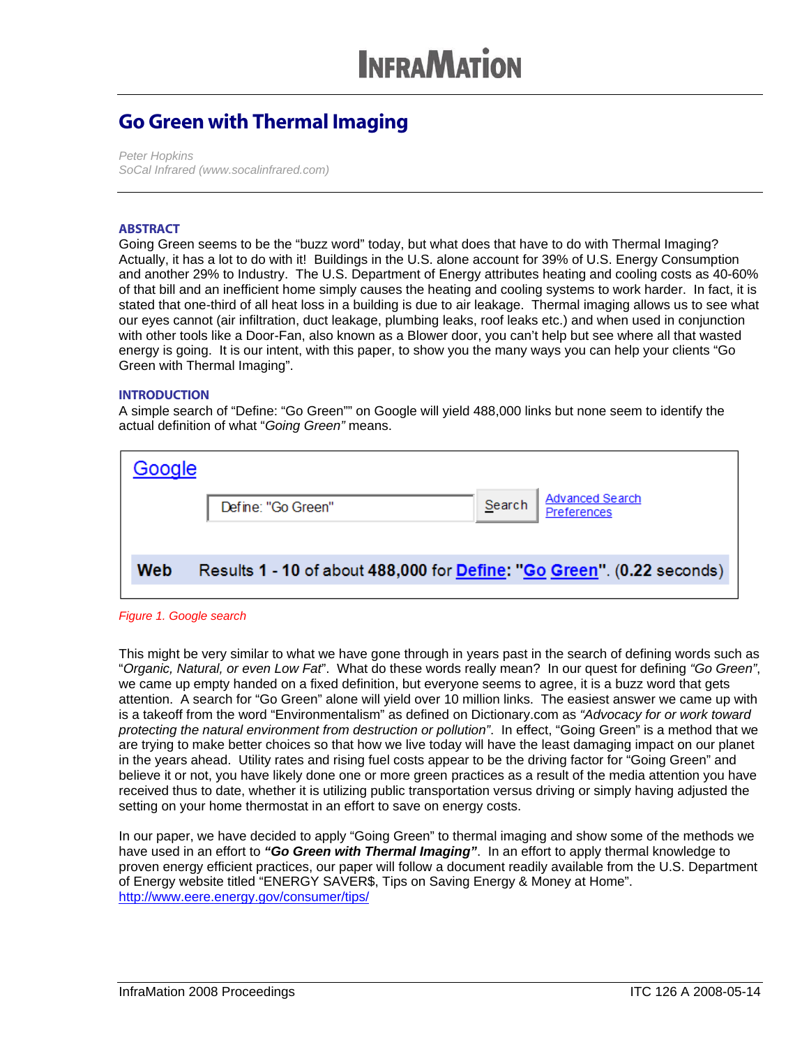# Go Green with Thermal Imaging

*Peter Hopkins*
*SoCal Infrared (www.socalinfrared.com)*

## ABSTRACT

Going Green seems to be the "buzz word" today, but what does that have to do with Thermal Imaging? Actually, it has a lot to do with it! Buildings in the U.S. alone account for 39% of U.S. Energy Consumption and another 29% to Industry. The U.S. Department of Energy attributes heating and cooling costs as 40-60% of that bill and an inefficient home simply causes the heating and cooling systems to work harder. In fact, it is stated that one-third of all heat loss in a building is due to air leakage. Thermal imaging allows us to see what our eyes cannot (air infiltration, duct leakage, plumbing leaks, roof leaks etc.) and when used in conjunction with other tools like a Door-Fan, also known as a Blower door, you can't help but see where all that wasted energy is going. It is our intent, with this paper, to show you the many ways you can help your clients "Go Green with Thermal Imaging".

## INTRODUCTION

A simple search of "Define: "Go Green"" on Google will yield 488,000 links but none seem to identify the actual definition of what "*Going Green"* means.

Google

Define: "Go Green" | Search | Advanced Search | Preferences

**Web** Results **1 - 10** of about **488,000** for **Define: "Go Green"**. (**0.22** seconds)

*Figure 1. Google search*

This might be very similar to what we have gone through in years past in the search of defining words such as "*Organic, Natural, or even Low Fat*". What do these words really mean? In our quest for defining *"Go Green"*, we came up empty handed on a fixed definition, but everyone seems to agree, it is a buzz word that gets attention. A search for "Go Green" alone will yield over 10 million links. The easiest answer we came up with is a takeoff from the word "Environmentalism" as defined on Dictionary.com as *"Advocacy for or work toward protecting the natural environment from destruction or pollution"*. In effect, "Going Green" is a method that we are trying to make better choices so that how we live today will have the least damaging impact on our planet in the years ahead. Utility rates and rising fuel costs appear to be the driving factor for "Going Green" and believe it or not, you have likely done one or more green practices as a result of the media attention you have received thus to date, whether it is utilizing public transportation versus driving or simply having adjusted the setting on your home thermostat in an effort to save on energy costs.

In our paper, we have decided to apply "Going Green" to thermal imaging and show some of the methods we have used in an effort to ***"Go Green with Thermal Imaging"***. In an effort to apply thermal knowledge to proven energy efficient practices, our paper will follow a document readily available from the U.S. Department of Energy website titled "ENERGY SAVER$, Tips on Saving Energy & Money at Home".
http://www.eere.energy.gov/consumer/tips/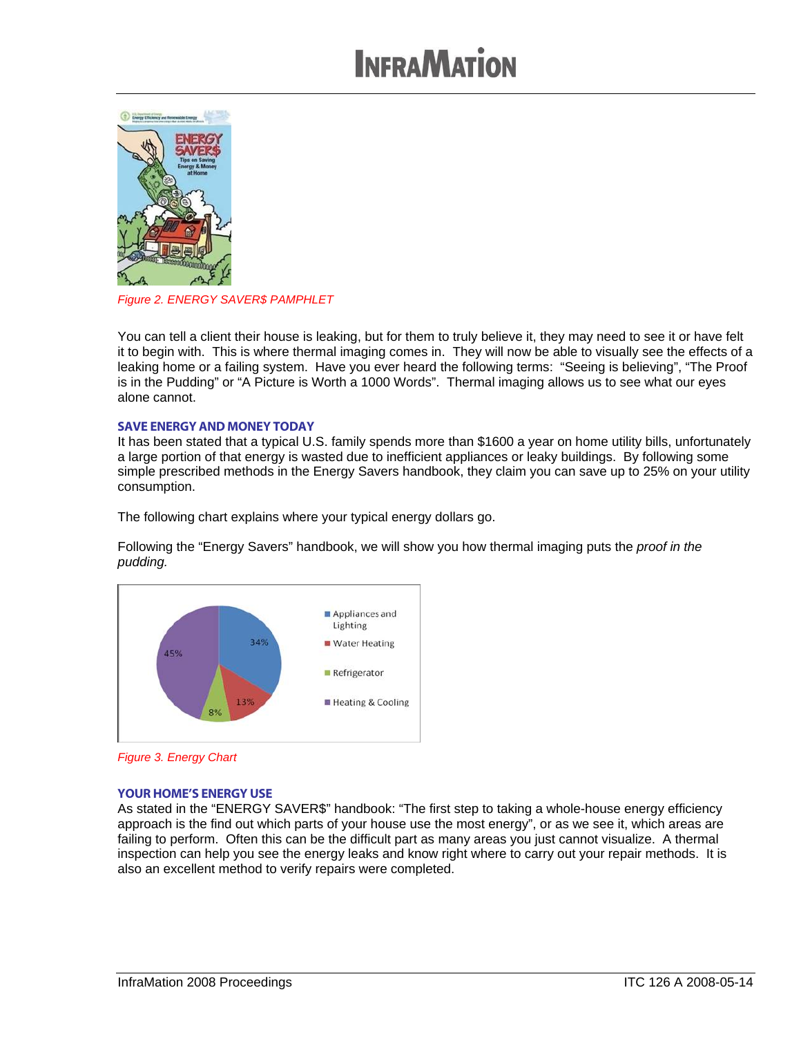Figure 2. ENERGY SAVER$ PAMPHLET

You can tell a client their house is leaking, but for them to truly believe it, they may need to see it or have felt it to begin with. This is where thermal imaging comes in. They will now be able to visually see the effects of a leaking home or a failing system. Have you ever heard the following terms: "Seeing is believing", "The Proof is in the Pudding" or "A Picture is Worth a 1000 Words". Thermal imaging allows us to see what our eyes alone cannot.

### SAVE ENERGY AND MONEY TODAY

It has been stated that a typical U.S. family spends more than $1600 a year on home utility bills, unfortunately a large portion of that energy is wasted due to inefficient appliances or leaky buildings. By following some simple prescribed methods in the Energy Savers handbook, they claim you can save up to 25% on your utility consumption.

The following chart explains where your typical energy dollars go.

Following the "Energy Savers" handbook, we will show you how thermal imaging puts the *proof in the pudding.*

Figure 3. Energy Chart

### YOUR HOME'S ENERGY USE

As stated in the "ENERGY SAVER$" handbook: "The first step to taking a whole-house energy efficiency approach is the find out which parts of your house use the most energy", or as we see it, which areas are failing to perform. Often this can be the difficult part as many areas you just cannot visualize. A thermal inspection can help you see the energy leaks and know right where to carry out your repair methods. It is also an excellent method to verify repairs were completed.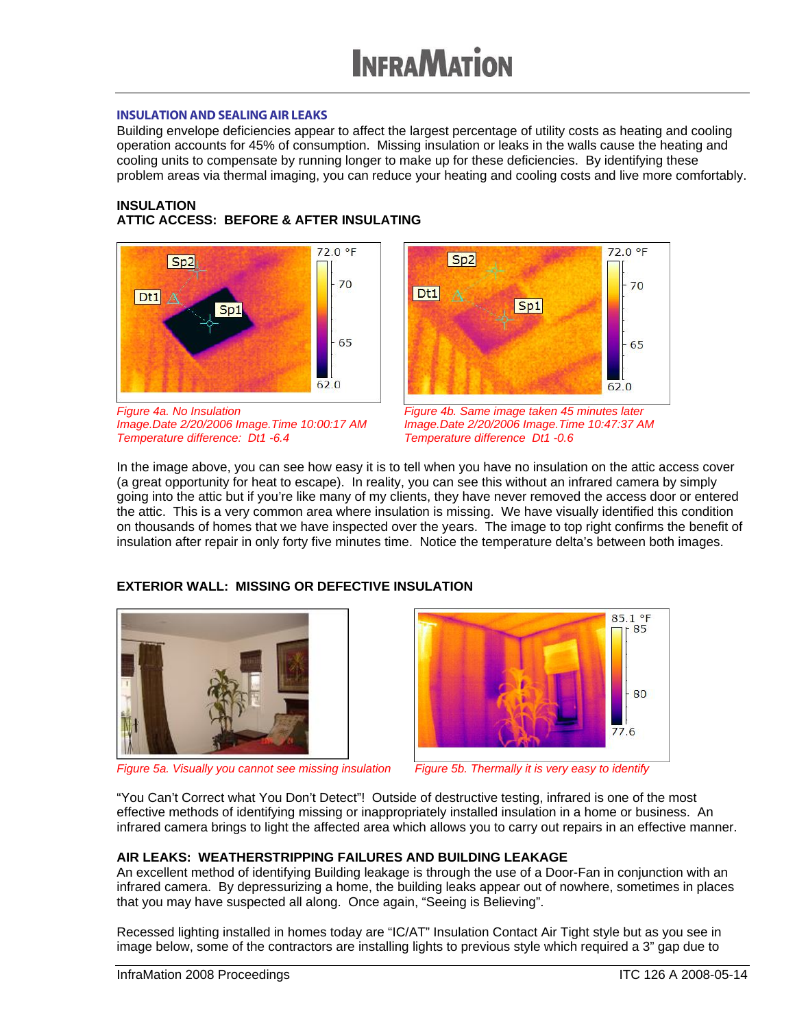## INSULATION AND SEALING AIR LEAKS

Building envelope deficiencies appear to affect the largest percentage of utility costs as heating and cooling operation accounts for 45% of consumption. Missing insulation or leaks in the walls cause the heating and cooling units to compensate by running longer to make up for these deficiencies. By identifying these problem areas via thermal imaging, you can reduce your heating and cooling costs and live more comfortably.

### INSULATION

### ATTIC ACCESS: BEFORE & AFTER INSULATING

*Figure 4a. No Insulation*
*Image.Date 2/20/2006 Image.Time 10:00:17 AM*
*Temperature difference: Dt1 -6.4*

*Figure 4b. Same image taken 45 minutes later*
*Image.Date 2/20/2006 Image.Time 10:47:37 AM*
*Temperature difference Dt1 -0.6*

In the image above, you can see how easy it is to tell when you have no insulation on the attic access cover (a great opportunity for heat to escape). In reality, you can see this without an infrared camera by simply going into the attic but if you're like many of my clients, they have never removed the access door or entered the attic. This is a very common area where insulation is missing. We have visually identified this condition on thousands of homes that we have inspected over the years. The image to top right confirms the benefit of insulation after repair in only forty five minutes time. Notice the temperature delta's between both images.

### EXTERIOR WALL: MISSING OR DEFECTIVE INSULATION

*Figure 5a. Visually you cannot see missing insulation*

*Figure 5b. Thermally it is very easy to identify*

"You Can't Correct what You Don't Detect"! Outside of destructive testing, infrared is one of the most effective methods of identifying missing or inappropriately installed insulation in a home or business. An infrared camera brings to light the affected area which allows you to carry out repairs in an effective manner.

### AIR LEAKS: WEATHERSTRIPPING FAILURES AND BUILDING LEAKAGE

An excellent method of identifying Building leakage is through the use of a Door-Fan in conjunction with an infrared camera. By depressurizing a home, the building leaks appear out of nowhere, sometimes in places that you may have suspected all along. Once again, "Seeing is Believing".

Recessed lighting installed in homes today are "IC/AT" Insulation Contact Air Tight style but as you see in image below, some of the contractors are installing lights to previous style which required a 3" gap due to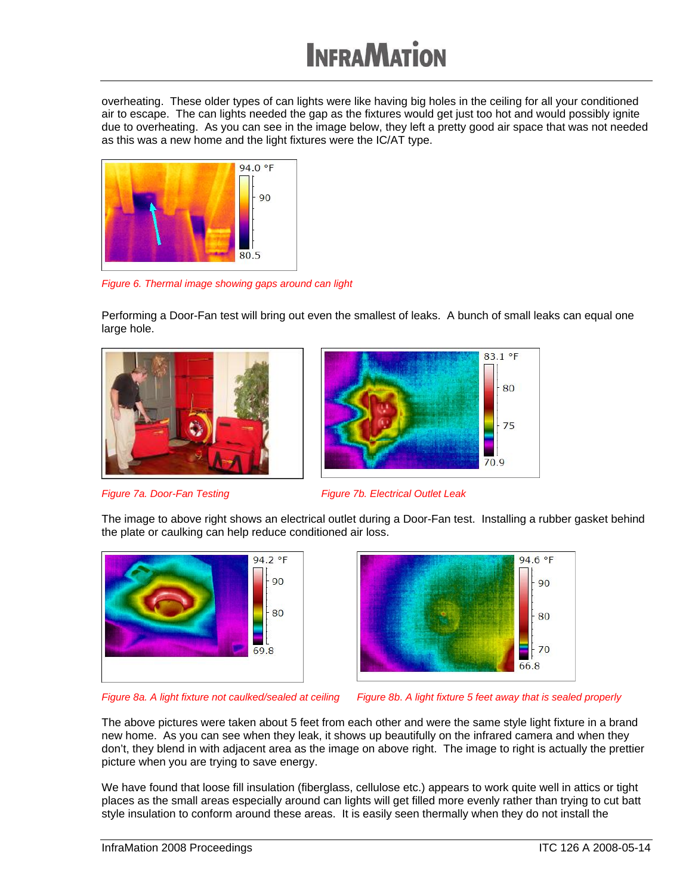overheating. These older types of can lights were like having big holes in the ceiling for all your conditioned air to escape. The can lights needed the gap as the fixtures would get just too hot and would possibly ignite due to overheating. As you can see in the image below, they left a pretty good air space that was not needed as this was a new home and the light fixtures were the IC/AT type.

*Figure 6. Thermal image showing gaps around can light*

Performing a Door-Fan test will bring out even the smallest of leaks. A bunch of small leaks can equal one large hole.

*Figure 7a. Door-Fan Testing*

*Figure 7b. Electrical Outlet Leak*

The image to above right shows an electrical outlet during a Door-Fan test. Installing a rubber gasket behind the plate or caulking can help reduce conditioned air loss.

*Figure 8a. A light fixture not caulked/sealed at ceiling*

*Figure 8b. A light fixture 5 feet away that is sealed properly*

The above pictures were taken about 5 feet from each other and were the same style light fixture in a brand new home. As you can see when they leak, it shows up beautifully on the infrared camera and when they don't, they blend in with adjacent area as the image on above right. The image to right is actually the prettier picture when you are trying to save energy.

We have found that loose fill insulation (fiberglass, cellulose etc.) appears to work quite well in attics or tight places as the small areas especially around can lights will get filled more evenly rather than trying to cut batt style insulation to conform around these areas. It is easily seen thermally when they do not install the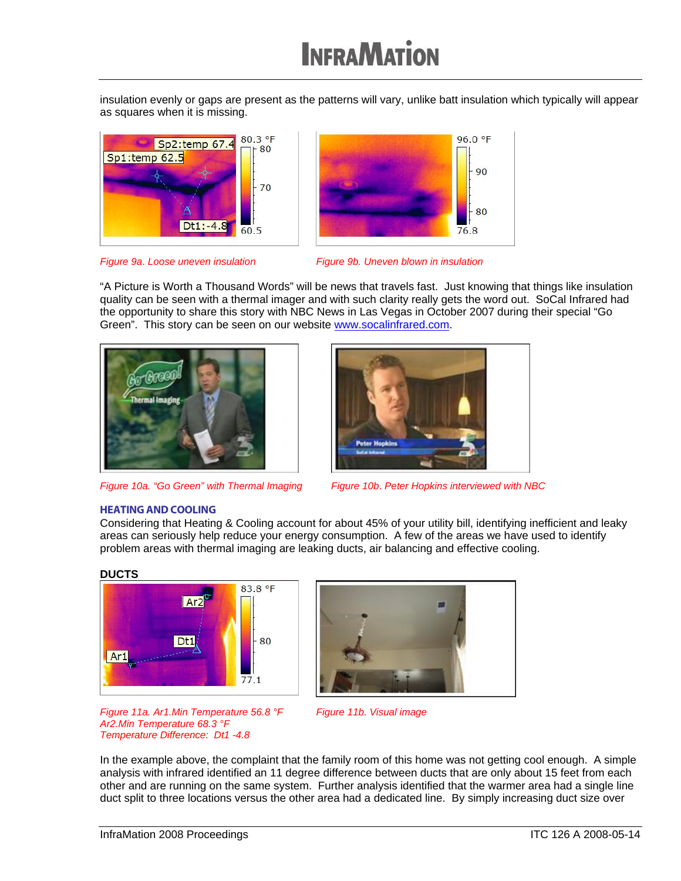insulation evenly or gaps are present as the patterns will vary, unlike batt insulation which typically will appear as squares when it is missing.

*Figure 9a. Loose uneven insulation*

*Figure 9b. Uneven blown in insulation*

"A Picture is Worth a Thousand Words" will be news that travels fast. Just knowing that things like insulation quality can be seen with a thermal imager and with such clarity really gets the word out. SoCal Infrared had the opportunity to share this story with NBC News in Las Vegas in October 2007 during their special "Go Green". This story can be seen on our website www.socalinfrared.com.

*Figure 10a. "Go Green" with Thermal Imaging*

*Figure 10b. Peter Hopkins interviewed with NBC*

## HEATING AND COOLING

Considering that Heating & Cooling account for about 45% of your utility bill, identifying inefficient and leaky areas can seriously help reduce your energy consumption. A few of the areas we have used to identify problem areas with thermal imaging are leaking ducts, air balancing and effective cooling.

### DUCTS

*Figure 11a. Ar1.Min Temperature 56.8 °F*
*Ar2.Min Temperature 68.3 °F*
*Temperature Difference: Dt1 -4.8*

*Figure 11b. Visual image*

In the example above, the complaint that the family room of this home was not getting cool enough. A simple analysis with infrared identified an 11 degree difference between ducts that are only about 15 feet from each other and are running on the same system. Further analysis identified that the warmer area had a single line duct split to three locations versus the other area had a dedicated line. By simply increasing duct size over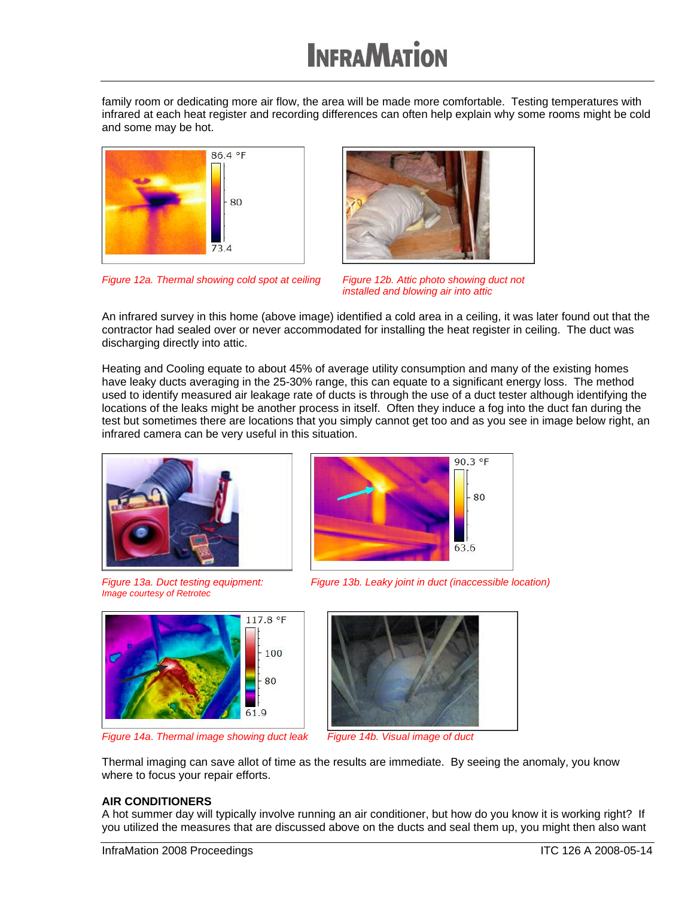family room or dedicating more air flow, the area will be made more comfortable. Testing temperatures with infrared at each heat register and recording differences can often help explain why some rooms might be cold and some may be hot.

*Figure 12a. Thermal showing cold spot at ceiling*

*Figure 12b. Attic photo showing duct not installed and blowing air into attic*

An infrared survey in this home (above image) identified a cold area in a ceiling, it was later found out that the contractor had sealed over or never accommodated for installing the heat register in ceiling. The duct was discharging directly into attic.

Heating and Cooling equate to about 45% of average utility consumption and many of the existing homes have leaky ducts averaging in the 25-30% range, this can equate to a significant energy loss. The method used to identify measured air leakage rate of ducts is through the use of a duct tester although identifying the locations of the leaks might be another process in itself. Often they induce a fog into the duct fan during the test but sometimes there are locations that you simply cannot get too and as you see in image below right, an infrared camera can be very useful in this situation.

*Figure 13a. Duct testing equipment: Image courtesy of Retrotec*

*Figure 13b. Leaky joint in duct (inaccessible location)*

*Figure 14a. Thermal image showing duct leak*

*Figure 14b. Visual image of duct*

Thermal imaging can save allot of time as the results are immediate. By seeing the anomaly, you know where to focus your repair efforts.

**AIR CONDITIONERS**

A hot summer day will typically involve running an air conditioner, but how do you know it is working right? If you utilized the measures that are discussed above on the ducts and seal them up, you might then also want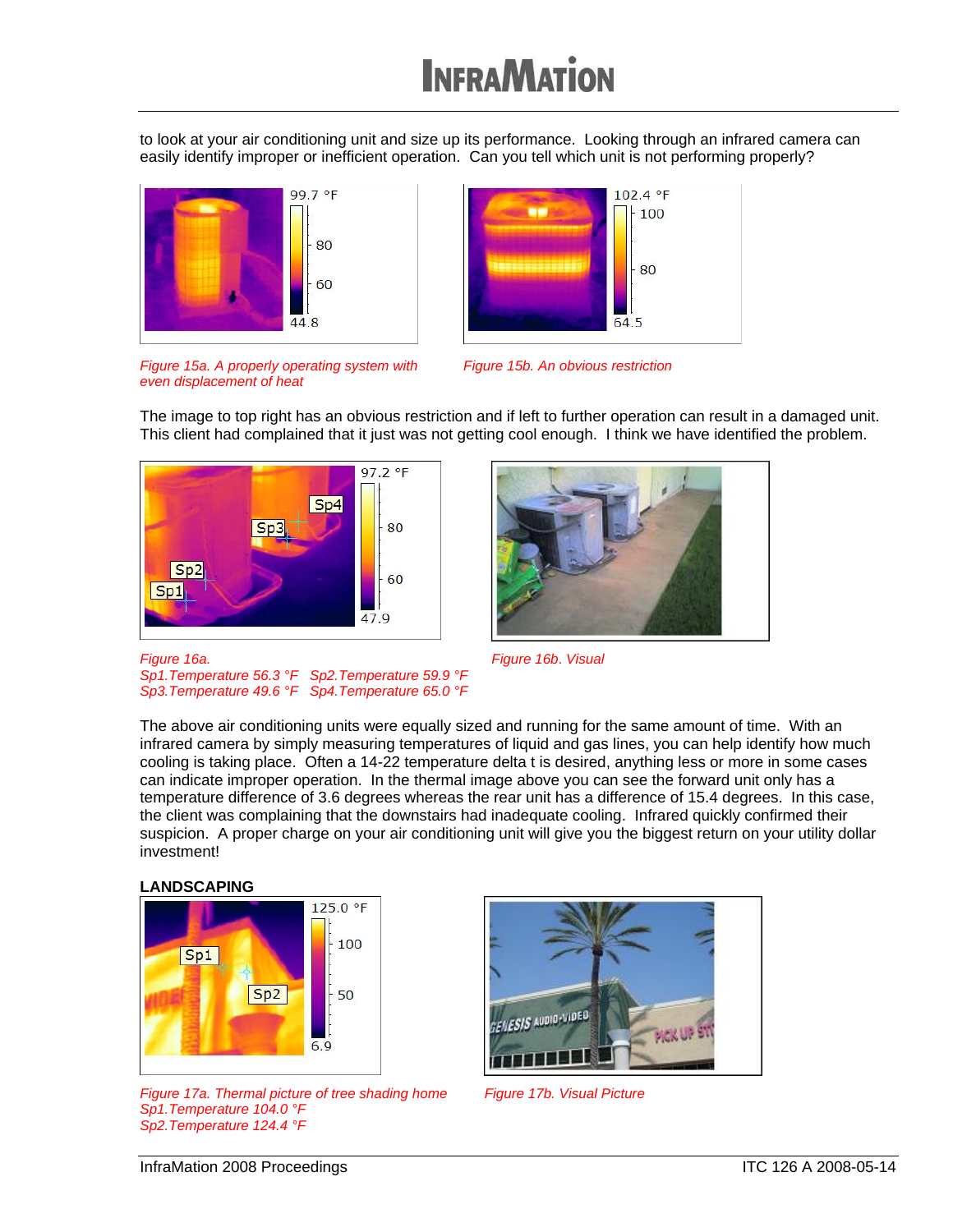to look at your air conditioning unit and size up its performance. Looking through an infrared camera can easily identify improper or inefficient operation. Can you tell which unit is not performing properly?

*Figure 15a. A properly operating system with even displacement of heat*

*Figure 15b. An obvious restriction*

The image to top right has an obvious restriction and if left to further operation can result in a damaged unit. This client had complained that it just was not getting cool enough. I think we have identified the problem.

*Figure 16a.*
*Sp1.Temperature 56.3 °F Sp2.Temperature 59.9 °F*
*Sp3.Temperature 49.6 °F Sp4.Temperature 65.0 °F*

*Figure 16b. Visual*

The above air conditioning units were equally sized and running for the same amount of time. With an infrared camera by simply measuring temperatures of liquid and gas lines, you can help identify how much cooling is taking place. Often a 14-22 temperature delta t is desired, anything less or more in some cases can indicate improper operation. In the thermal image above you can see the forward unit only has a temperature difference of 3.6 degrees whereas the rear unit has a difference of 15.4 degrees. In this case, the client was complaining that the downstairs had inadequate cooling. Infrared quickly confirmed their suspicion. A proper charge on your air conditioning unit will give you the biggest return on your utility dollar investment!

**LANDSCAPING**

*Figure 17a. Thermal picture of tree shading home*
*Sp1.Temperature 104.0 °F*
*Sp2.Temperature 124.4 °F*

*Figure 17b. Visual Picture*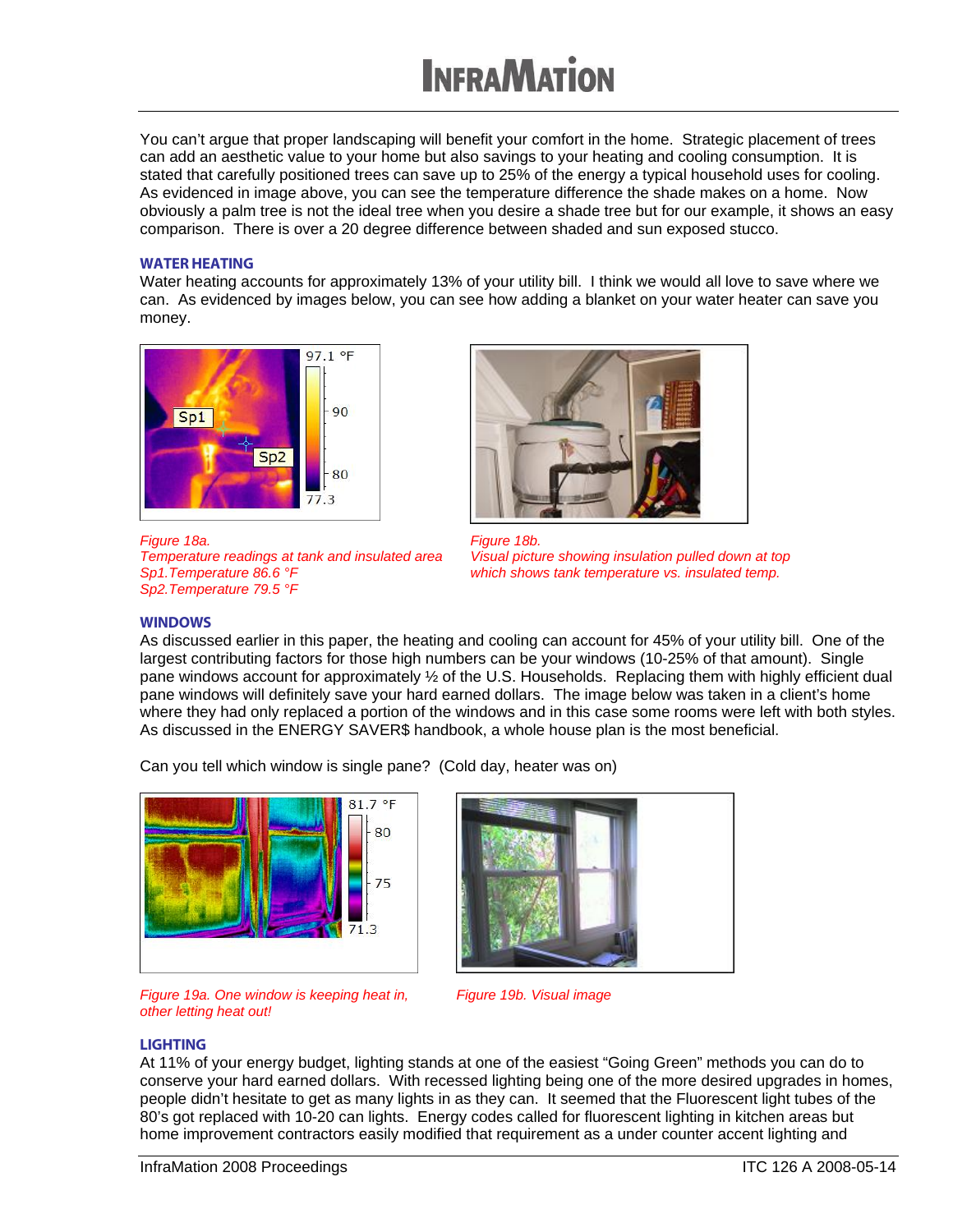You can't argue that proper landscaping will benefit your comfort in the home. Strategic placement of trees can add an aesthetic value to your home but also savings to your heating and cooling consumption. It is stated that carefully positioned trees can save up to 25% of the energy a typical household uses for cooling. As evidenced in image above, you can see the temperature difference the shade makes on a home. Now obviously a palm tree is not the ideal tree when you desire a shade tree but for our example, it shows an easy comparison. There is over a 20 degree difference between shaded and sun exposed stucco.

### WATER HEATING

Water heating accounts for approximately 13% of your utility bill. I think we would all love to save where we can. As evidenced by images below, you can see how adding a blanket on your water heater can save you money.

*Figure 18a.*
*Temperature readings at tank and insulated area*
*Sp1.Temperature 86.6 °F*
*Sp2.Temperature 79.5 °F*

*Figure 18b.*
*Visual picture showing insulation pulled down at top which shows tank temperature vs. insulated temp.*

### WINDOWS

As discussed earlier in this paper, the heating and cooling can account for 45% of your utility bill. One of the largest contributing factors for those high numbers can be your windows (10-25% of that amount). Single pane windows account for approximately ½ of the U.S. Households. Replacing them with highly efficient dual pane windows will definitely save your hard earned dollars. The image below was taken in a client's home where they had only replaced a portion of the windows and in this case some rooms were left with both styles. As discussed in the ENERGY SAVER$ handbook, a whole house plan is the most beneficial.

Can you tell which window is single pane? (Cold day, heater was on)

*Figure 19a. One window is keeping heat in, other letting heat out!*

*Figure 19b. Visual image*

### LIGHTING

At 11% of your energy budget, lighting stands at one of the easiest "Going Green" methods you can do to conserve your hard earned dollars. With recessed lighting being one of the more desired upgrades in homes, people didn't hesitate to get as many lights in as they can. It seemed that the Fluorescent light tubes of the 80's got replaced with 10-20 can lights. Energy codes called for fluorescent lighting in kitchen areas but home improvement contractors easily modified that requirement as a under counter accent lighting and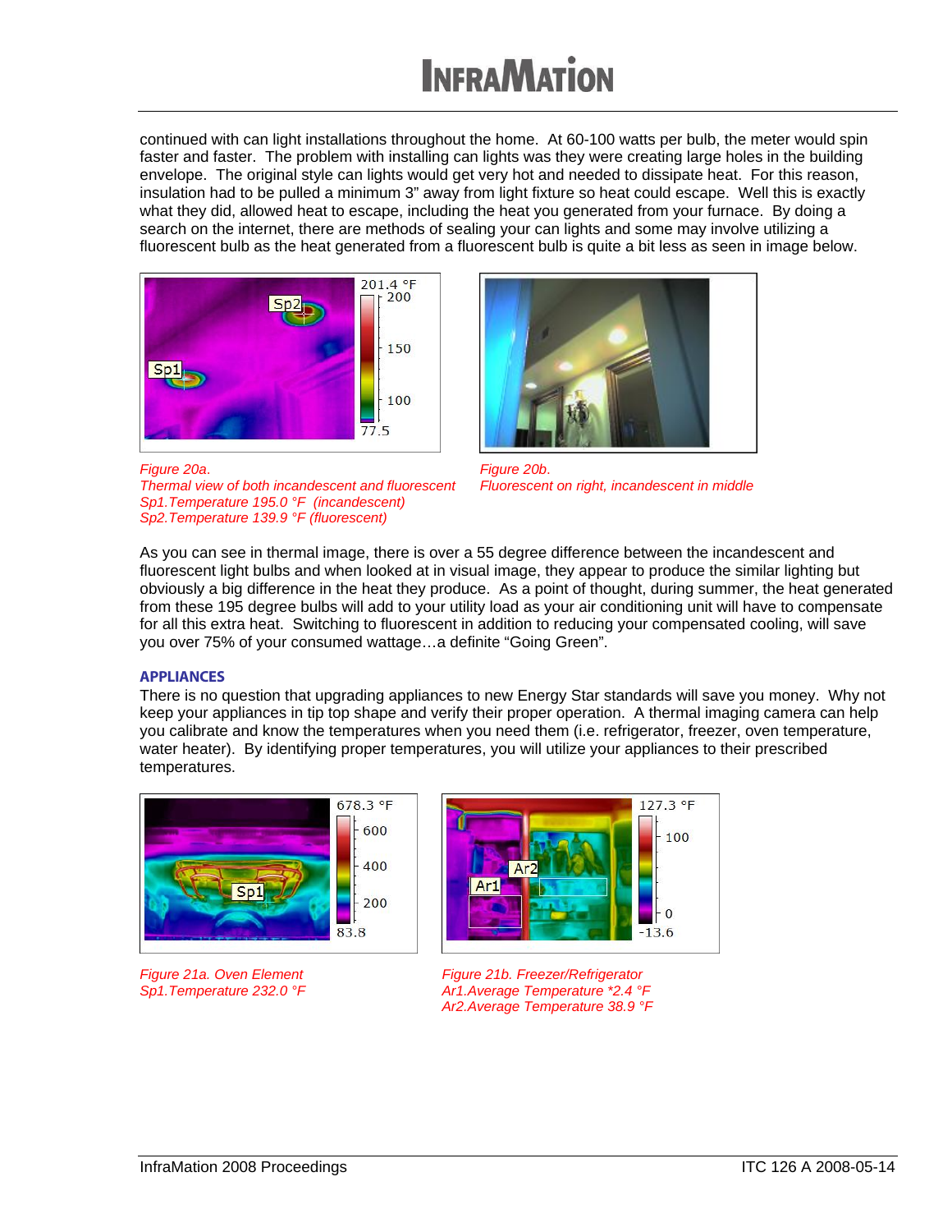continued with can light installations throughout the home. At 60-100 watts per bulb, the meter would spin faster and faster. The problem with installing can lights was they were creating large holes in the building envelope. The original style can lights would get very hot and needed to dissipate heat. For this reason, insulation had to be pulled a minimum 3" away from light fixture so heat could escape. Well this is exactly what they did, allowed heat to escape, including the heat you generated from your furnace. By doing a search on the internet, there are methods of sealing your can lights and some may involve utilizing a fluorescent bulb as the heat generated from a fluorescent bulb is quite a bit less as seen in image below.

*Figure 20a.*
*Thermal view of both incandescent and fluorescent*
*Sp1.Temperature 195.0 °F (incandescent)*
*Sp2.Temperature 139.9 °F (fluorescent)*

*Figure 20b.*
*Fluorescent on right, incandescent in middle*

As you can see in thermal image, there is over a 55 degree difference between the incandescent and fluorescent light bulbs and when looked at in visual image, they appear to produce the similar lighting but obviously a big difference in the heat they produce. As a point of thought, during summer, the heat generated from these 195 degree bulbs will add to your utility load as your air conditioning unit will have to compensate for all this extra heat. Switching to fluorescent in addition to reducing your compensated cooling, will save you over 75% of your consumed wattage…a definite "Going Green".

## APPLIANCES

There is no question that upgrading appliances to new Energy Star standards will save you money. Why not keep your appliances in tip top shape and verify their proper operation. A thermal imaging camera can help you calibrate and know the temperatures when you need them (i.e. refrigerator, freezer, oven temperature, water heater). By identifying proper temperatures, you will utilize your appliances to their prescribed temperatures.

*Figure 21a. Oven Element*
*Sp1.Temperature 232.0 °F*

*Figure 21b. Freezer/Refrigerator*
*Ar1.Average Temperature *2.4 °F*
*Ar2.Average Temperature 38.9 °F*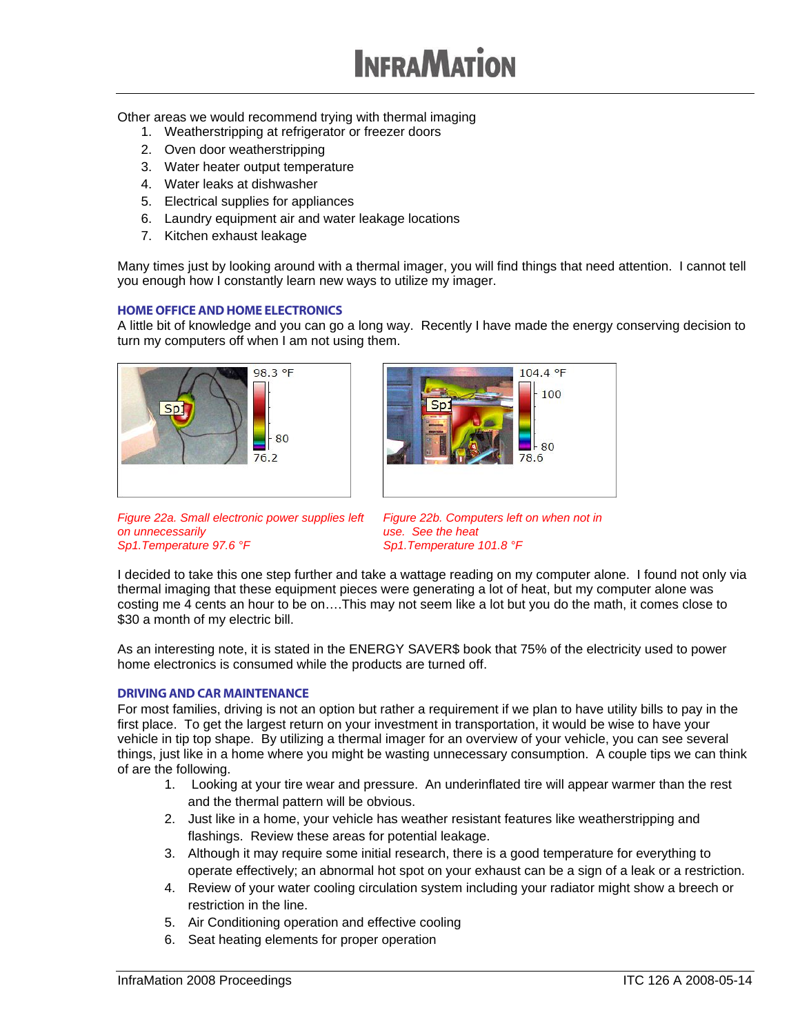Other areas we would recommend trying with thermal imaging

1. Weatherstripping at refrigerator or freezer doors
2. Oven door weatherstripping
3. Water heater output temperature
4. Water leaks at dishwasher
5. Electrical supplies for appliances
6. Laundry equipment air and water leakage locations
7. Kitchen exhaust leakage

Many times just by looking around with a thermal imager, you will find things that need attention. I cannot tell you enough how I constantly learn new ways to utilize my imager.

### HOME OFFICE AND HOME ELECTRONICS

A little bit of knowledge and you can go a long way. Recently I have made the energy conserving decision to turn my computers off when I am not using them.

*Figure 22a. Small electronic power supplies left on unnecessarily*
*Sp1.Temperature 97.6 °F*

*Figure 22b. Computers left on when not in use. See the heat*
*Sp1.Temperature 101.8 °F*

I decided to take this one step further and take a wattage reading on my computer alone. I found not only via thermal imaging that these equipment pieces were generating a lot of heat, but my computer alone was costing me 4 cents an hour to be on….This may not seem like a lot but you do the math, it comes close to $30 a month of my electric bill.

As an interesting note, it is stated in the ENERGY SAVER$ book that 75% of the electricity used to power home electronics is consumed while the products are turned off.

### DRIVING AND CAR MAINTENANCE

For most families, driving is not an option but rather a requirement if we plan to have utility bills to pay in the first place. To get the largest return on your investment in transportation, it would be wise to have your vehicle in tip top shape. By utilizing a thermal imager for an overview of your vehicle, you can see several things, just like in a home where you might be wasting unnecessary consumption. A couple tips we can think of are the following.

1. Looking at your tire wear and pressure. An underinflated tire will appear warmer than the rest and the thermal pattern will be obvious.
2. Just like in a home, your vehicle has weather resistant features like weatherstripping and flashings. Review these areas for potential leakage.
3. Although it may require some initial research, there is a good temperature for everything to operate effectively; an abnormal hot spot on your exhaust can be a sign of a leak or a restriction.
4. Review of your water cooling circulation system including your radiator might show a breech or restriction in the line.
5. Air Conditioning operation and effective cooling
6. Seat heating elements for proper operation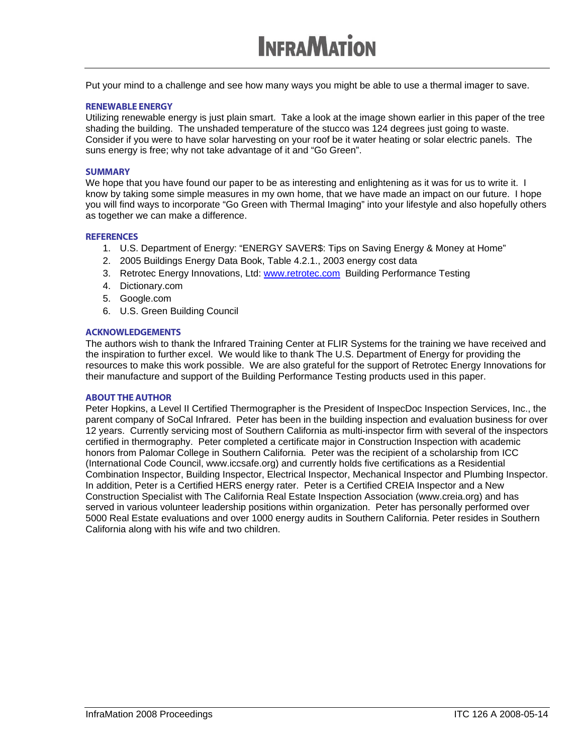Put your mind to a challenge and see how many ways you might be able to use a thermal imager to save.

## RENEWABLE ENERGY

Utilizing renewable energy is just plain smart. Take a look at the image shown earlier in this paper of the tree shading the building. The unshaded temperature of the stucco was 124 degrees just going to waste. Consider if you were to have solar harvesting on your roof be it water heating or solar electric panels. The suns energy is free; why not take advantage of it and "Go Green".

## SUMMARY

We hope that you have found our paper to be as interesting and enlightening as it was for us to write it. I know by taking some simple measures in my own home, that we have made an impact on our future. I hope you will find ways to incorporate "Go Green with Thermal Imaging" into your lifestyle and also hopefully others as together we can make a difference.

## REFERENCES

1. U.S. Department of Energy: "ENERGY SAVER$: Tips on Saving Energy & Money at Home"
2. 2005 Buildings Energy Data Book, Table 4.2.1., 2003 energy cost data
3. Retrotec Energy Innovations, Ltd: www.retrotec.com Building Performance Testing
4. Dictionary.com
5. Google.com
6. U.S. Green Building Council

## ACKNOWLEDGEMENTS

The authors wish to thank the Infrared Training Center at FLIR Systems for the training we have received and the inspiration to further excel. We would like to thank The U.S. Department of Energy for providing the resources to make this work possible. We are also grateful for the support of Retrotec Energy Innovations for their manufacture and support of the Building Performance Testing products used in this paper.

## ABOUT THE AUTHOR

Peter Hopkins, a Level II Certified Thermographer is the President of InspecDoc Inspection Services, Inc., the parent company of SoCal Infrared. Peter has been in the building inspection and evaluation business for over 12 years. Currently servicing most of Southern California as multi-inspector firm with several of the inspectors certified in thermography. Peter completed a certificate major in Construction Inspection with academic honors from Palomar College in Southern California. Peter was the recipient of a scholarship from ICC (International Code Council, www.iccsafe.org) and currently holds five certifications as a Residential Combination Inspector, Building Inspector, Electrical Inspector, Mechanical Inspector and Plumbing Inspector. In addition, Peter is a Certified HERS energy rater. Peter is a Certified CREIA Inspector and a New Construction Specialist with The California Real Estate Inspection Association (www.creia.org) and has served in various volunteer leadership positions within organization. Peter has personally performed over 5000 Real Estate evaluations and over 1000 energy audits in Southern California. Peter resides in Southern California along with his wife and two children.